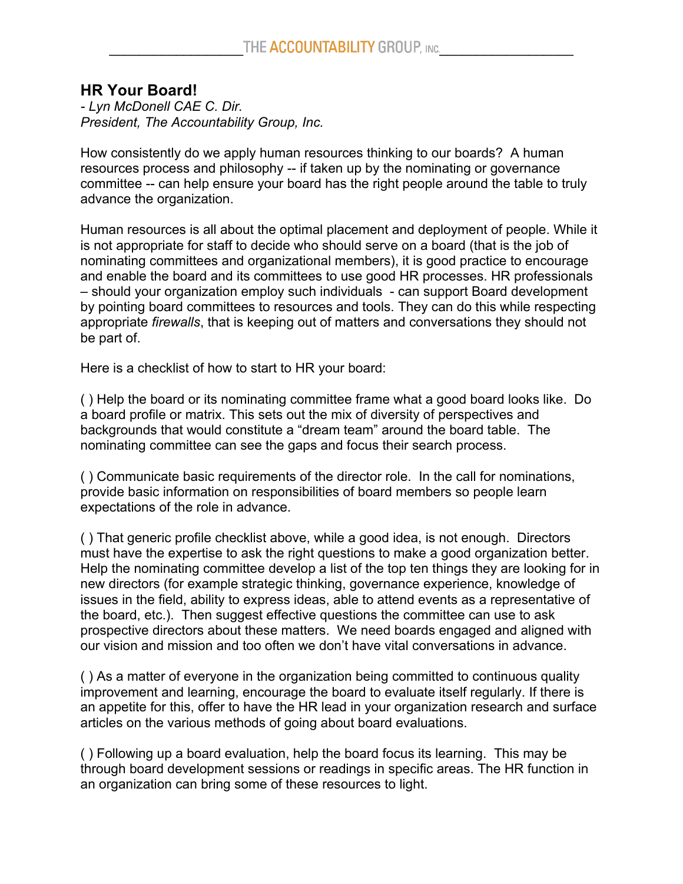## HR Your Board!

*- Lyn McDonell CAE C. Dir.*
*President, The Accountability Group, Inc.*

How consistently do we apply human resources thinking to our boards? A human resources process and philosophy -- if taken up by the nominating or governance committee -- can help ensure your board has the right people around the table to truly advance the organization.

Human resources is all about the optimal placement and deployment of people. While it is not appropriate for staff to decide who should serve on a board (that is the job of nominating committees and organizational members), it is good practice to encourage and enable the board and its committees to use good HR processes. HR professionals – should your organization employ such individuals - can support Board development by pointing board committees to resources and tools. They can do this while respecting appropriate *firewalls*, that is keeping out of matters and conversations they should not be part of.

Here is a checklist of how to start to HR your board:

( ) Help the board or its nominating committee frame what a good board looks like. Do a board profile or matrix. This sets out the mix of diversity of perspectives and backgrounds that would constitute a "dream team" around the board table. The nominating committee can see the gaps and focus their search process.

( ) Communicate basic requirements of the director role. In the call for nominations, provide basic information on responsibilities of board members so people learn expectations of the role in advance.

( ) That generic profile checklist above, while a good idea, is not enough. Directors must have the expertise to ask the right questions to make a good organization better. Help the nominating committee develop a list of the top ten things they are looking for in new directors (for example strategic thinking, governance experience, knowledge of issues in the field, ability to express ideas, able to attend events as a representative of the board, etc.). Then suggest effective questions the committee can use to ask prospective directors about these matters. We need boards engaged and aligned with our vision and mission and too often we don't have vital conversations in advance.

( ) As a matter of everyone in the organization being committed to continuous quality improvement and learning, encourage the board to evaluate itself regularly. If there is an appetite for this, offer to have the HR lead in your organization research and surface articles on the various methods of going about board evaluations.

( ) Following up a board evaluation, help the board focus its learning. This may be through board development sessions or readings in specific areas. The HR function in an organization can bring some of these resources to light.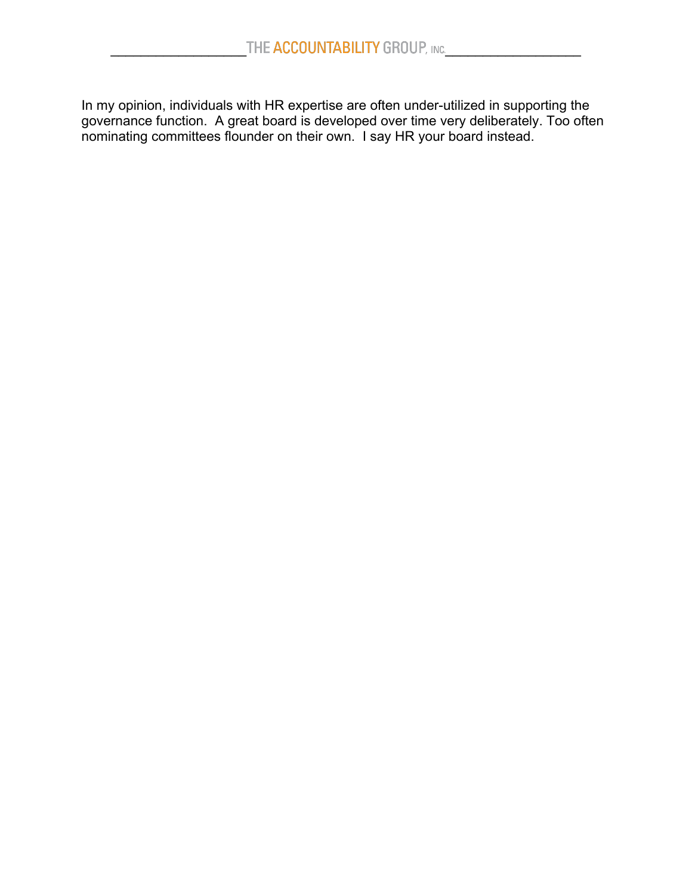In my opinion, individuals with HR expertise are often under-utilized in supporting the governance function. A great board is developed over time very deliberately. Too often nominating committees flounder on their own. I say HR your board instead.